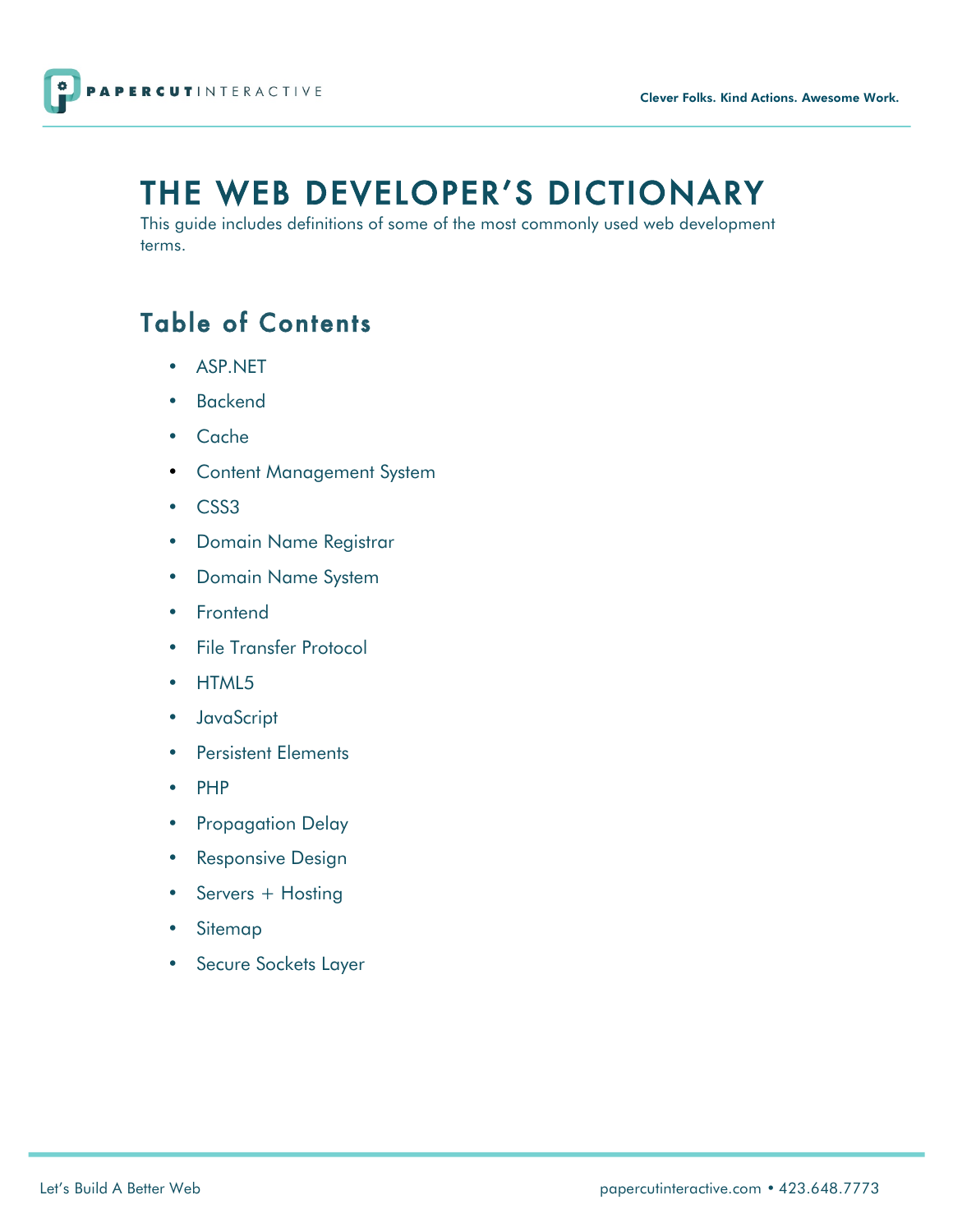# THE WEB DEVELOPER'S DICTIONARY

This guide includes definitions of some of the most commonly used web development terms.

## Table of Contents

- ASP.NET
- Backend
- Cache
- Content Management System
- CSS3
- Domain Name Registrar
- Domain Name System
- Frontend
- File Transfer Protocol
- HTML5
- JavaScript
- Persistent Elements
- PHP
- Propagation Delay
- Responsive Design
- Servers + Hosting
- Sitemap
- Secure Sockets Layer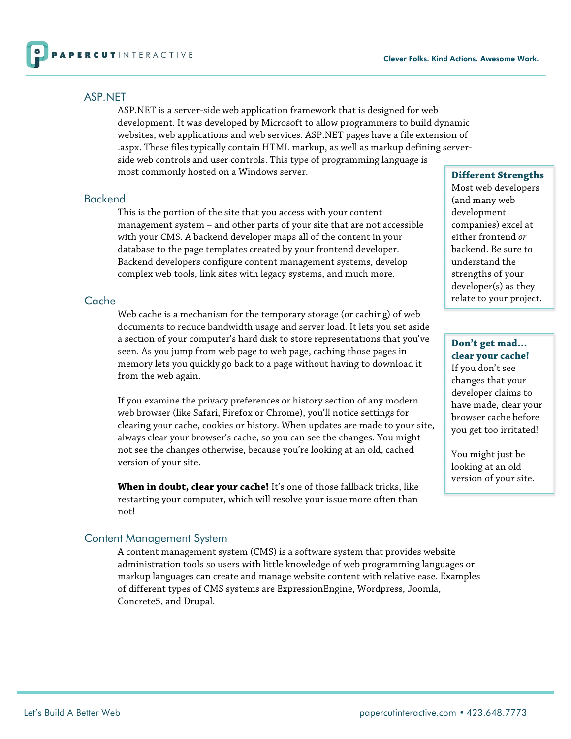## ASP.NET

ASP.NET is a server-side web application framework that is designed for web development. It was developed by Microsoft to allow programmers to build dynamic websites, web applications and web services. ASP.NET pages have a file extension of .aspx. These files typically contain HTML markup, as well as markup defining server-side web controls and user controls. This type of programming language is most commonly hosted on a Windows server.

> **Different Strengths**
> Most web developers (and many web development companies) excel at either frontend *or* backend. Be sure to understand the strengths of your developer(s) as they relate to your project.

## Backend

This is the portion of the site that you access with your content management system – and other parts of your site that are not accessible with your CMS. A backend developer maps all of the content in your database to the page templates created by your frontend developer. Backend developers configure content management systems, develop complex web tools, link sites with legacy systems, and much more.

## Cache

Web cache is a mechanism for the temporary storage (or caching) of web documents to reduce bandwidth usage and server load. It lets you set aside a section of your computer's hard disk to store representations that you've seen. As you jump from web page to web page, caching those pages in memory lets you quickly go back to a page without having to download it from the web again.

If you examine the privacy preferences or history section of any modern web browser (like Safari, Firefox or Chrome), you'll notice settings for clearing your cache, cookies or history. When updates are made to your site, always clear your browser's cache, so you can see the changes. You might not see the changes otherwise, because you're looking at an old, cached version of your site.

**When in doubt, clear your cache!** It's one of those fallback tricks, like restarting your computer, which will resolve your issue more often than not!

> **Don't get mad... clear your cache!**
> If you don't see changes that your developer claims to have made, clear your browser cache before you get too irritated!
>
> You might just be looking at an old version of your site.

## Content Management System

A content management system (CMS) is a software system that provides website administration tools so users with little knowledge of web programming languages or markup languages can create and manage website content with relative ease. Examples of different types of CMS systems are ExpressionEngine, Wordpress, Joomla, Concrete5, and Drupal.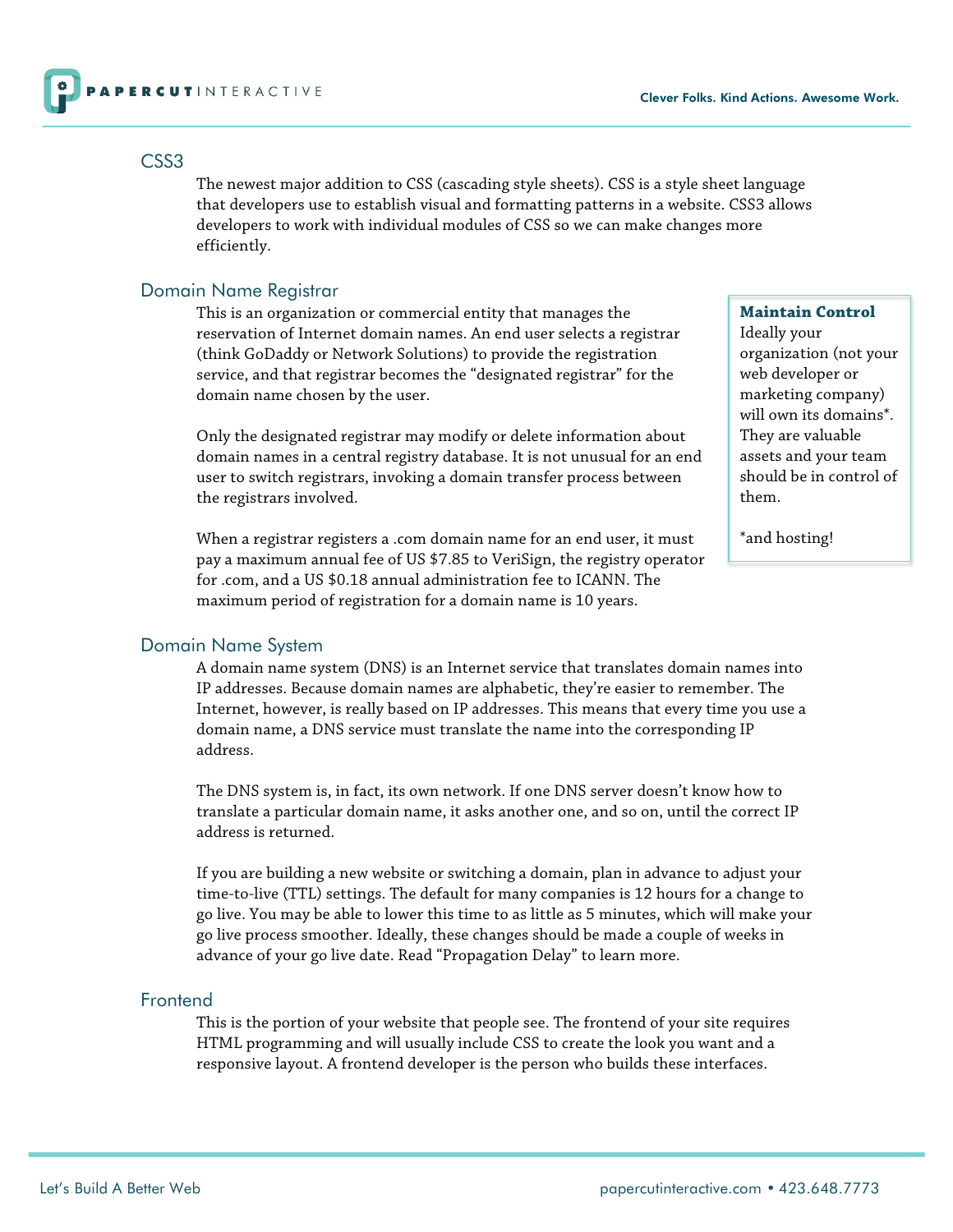## CSS3

The newest major addition to CSS (cascading style sheets). CSS is a style sheet language that developers use to establish visual and formatting patterns in a website. CSS3 allows developers to work with individual modules of CSS so we can make changes more efficiently.

## Domain Name Registrar

This is an organization or commercial entity that manages the reservation of Internet domain names. An end user selects a registrar (think GoDaddy or Network Solutions) to provide the registration service, and that registrar becomes the "designated registrar" for the domain name chosen by the user.

Only the designated registrar may modify or delete information about domain names in a central registry database. It is not unusual for an end user to switch registrars, invoking a domain transfer process between the registrars involved.

When a registrar registers a .com domain name for an end user, it must pay a maximum annual fee of US $7.85 to VeriSign, the registry operator for .com, and a US $0.18 annual administration fee to ICANN. The maximum period of registration for a domain name is 10 years.

> **Maintain Control**
> Ideally your organization (not your web developer or marketing company) will own its domains*. They are valuable assets and your team should be in control of them.
>
> *and hosting!

## Domain Name System

A domain name system (DNS) is an Internet service that translates domain names into IP addresses. Because domain names are alphabetic, they're easier to remember. The Internet, however, is really based on IP addresses. This means that every time you use a domain name, a DNS service must translate the name into the corresponding IP address.

The DNS system is, in fact, its own network. If one DNS server doesn't know how to translate a particular domain name, it asks another one, and so on, until the correct IP address is returned.

If you are building a new website or switching a domain, plan in advance to adjust your time-to-live (TTL) settings. The default for many companies is 12 hours for a change to go live. You may be able to lower this time to as little as 5 minutes, which will make your go live process smoother. Ideally, these changes should be made a couple of weeks in advance of your go live date. Read "Propagation Delay" to learn more.

## Frontend

This is the portion of your website that people see. The frontend of your site requires HTML programming and will usually include CSS to create the look you want and a responsive layout. A frontend developer is the person who builds these interfaces.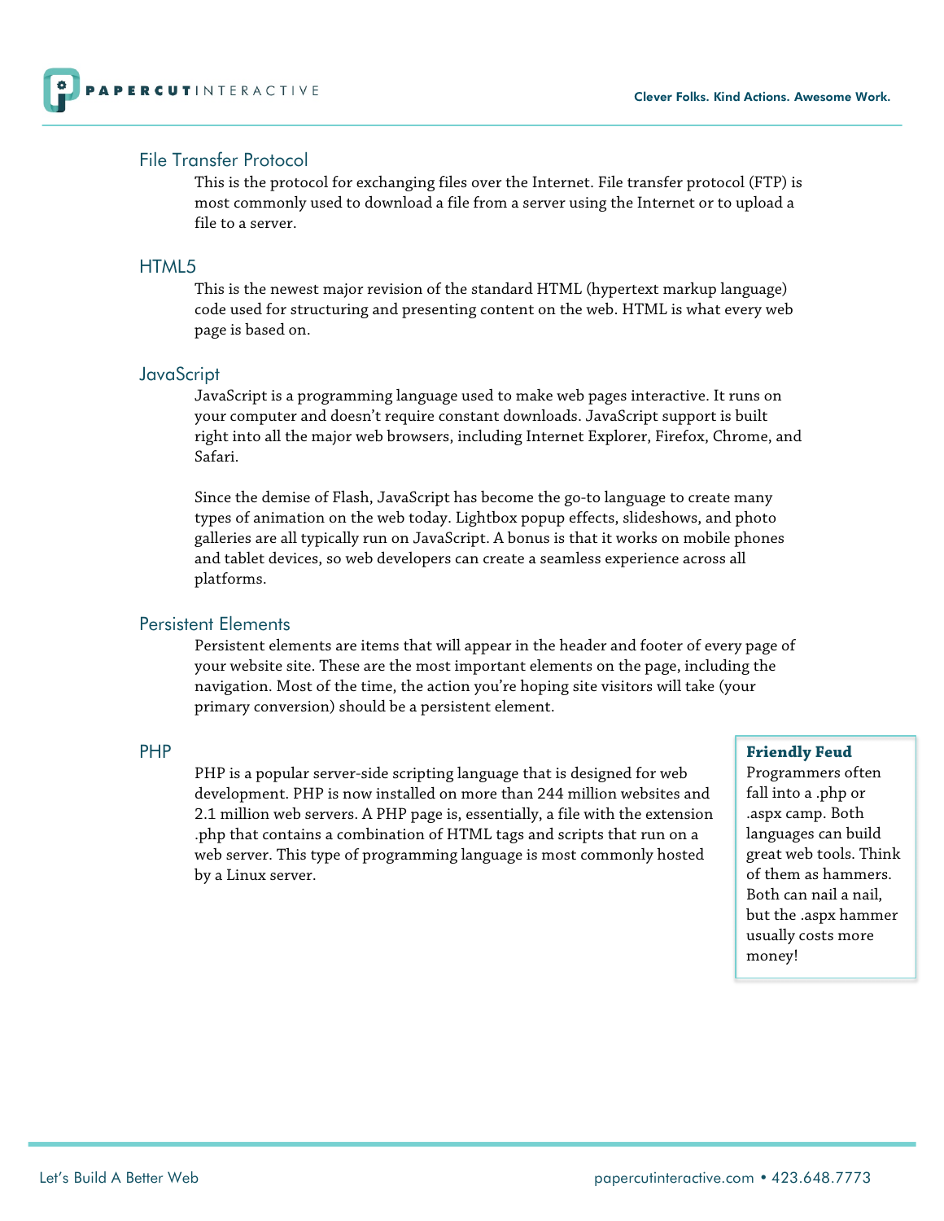## File Transfer Protocol

This is the protocol for exchanging files over the Internet. File transfer protocol (FTP) is most commonly used to download a file from a server using the Internet or to upload a file to a server.

## HTML5

This is the newest major revision of the standard HTML (hypertext markup language) code used for structuring and presenting content on the web. HTML is what every web page is based on.

## JavaScript

JavaScript is a programming language used to make web pages interactive. It runs on your computer and doesn't require constant downloads. JavaScript support is built right into all the major web browsers, including Internet Explorer, Firefox, Chrome, and Safari.

Since the demise of Flash, JavaScript has become the go-to language to create many types of animation on the web today. Lightbox popup effects, slideshows, and photo galleries are all typically run on JavaScript. A bonus is that it works on mobile phones and tablet devices, so web developers can create a seamless experience across all platforms.

## Persistent Elements

Persistent elements are items that will appear in the header and footer of every page of your website site. These are the most important elements on the page, including the navigation. Most of the time, the action you're hoping site visitors will take (your primary conversion) should be a persistent element.

## PHP

PHP is a popular server-side scripting language that is designed for web development. PHP is now installed on more than 244 million websites and 2.1 million web servers. A PHP page is, essentially, a file with the extension .php that contains a combination of HTML tags and scripts that run on a web server. This type of programming language is most commonly hosted by a Linux server.

> **Friendly Feud**
> Programmers often fall into a .php or .aspx camp. Both languages can build great web tools. Think of them as hammers. Both can nail a nail, but the .aspx hammer usually costs more money!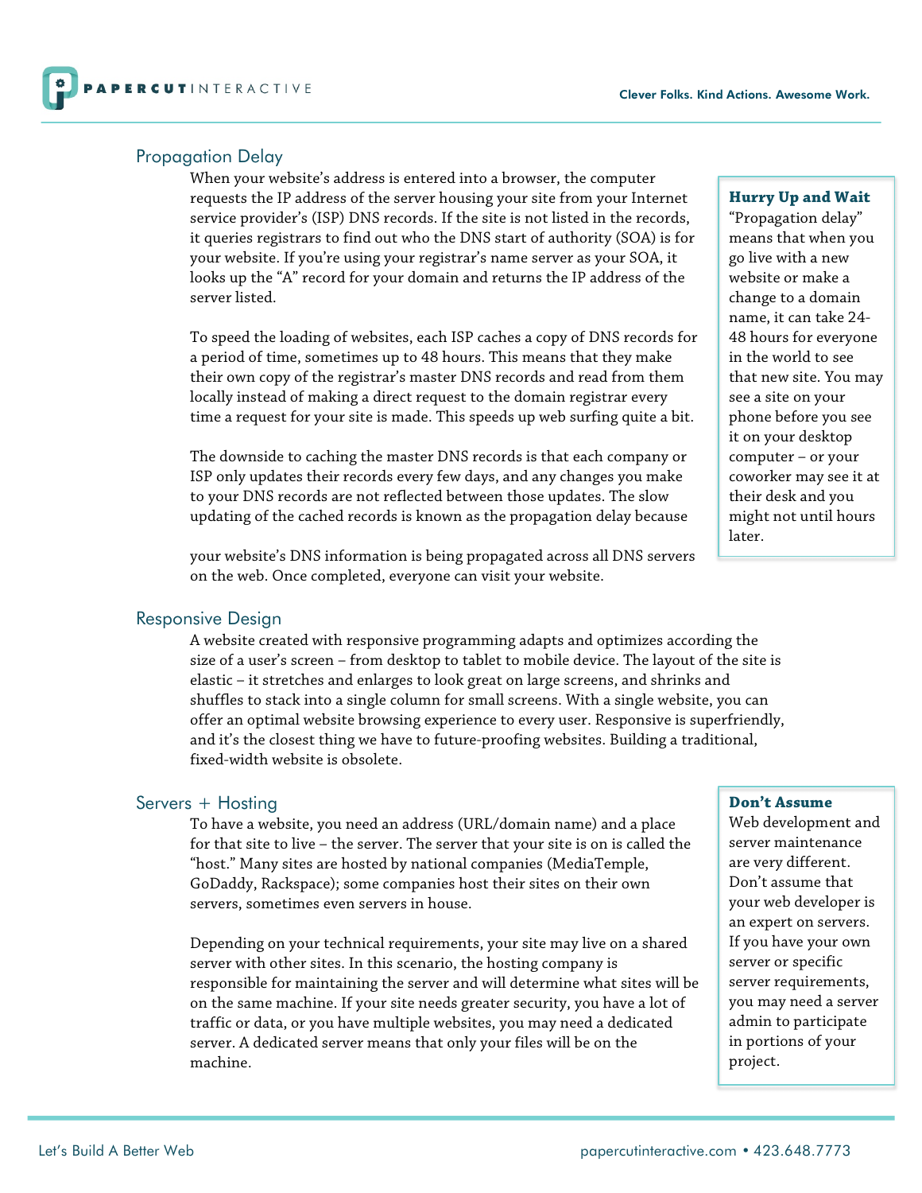## Propagation Delay

When your website's address is entered into a browser, the computer requests the IP address of the server housing your site from your Internet service provider's (ISP) DNS records. If the site is not listed in the records, it queries registrars to find out who the DNS start of authority (SOA) is for your website. If you're using your registrar's name server as your SOA, it looks up the "A" record for your domain and returns the IP address of the server listed.

To speed the loading of websites, each ISP caches a copy of DNS records for a period of time, sometimes up to 48 hours. This means that they make their own copy of the registrar's master DNS records and read from them locally instead of making a direct request to the domain registrar every time a request for your site is made. This speeds up web surfing quite a bit.

The downside to caching the master DNS records is that each company or ISP only updates their records every few days, and any changes you make to your DNS records are not reflected between those updates. The slow updating of the cached records is known as the propagation delay because your website's DNS information is being propagated across all DNS servers on the web. Once completed, everyone can visit your website.

> **Hurry Up and Wait**
> "Propagation delay" means that when you go live with a new website or make a change to a domain name, it can take 24-48 hours for everyone in the world to see that new site. You may see a site on your phone before you see it on your desktop computer – or your coworker may see it at their desk and you might not until hours later.

## Responsive Design

A website created with responsive programming adapts and optimizes according the size of a user's screen – from desktop to tablet to mobile device. The layout of the site is elastic – it stretches and enlarges to look great on large screens, and shrinks and shuffles to stack into a single column for small screens. With a single website, you can offer an optimal website browsing experience to every user. Responsive is superfriendly, and it's the closest thing we have to future-proofing websites. Building a traditional, fixed-width website is obsolete.

## Servers + Hosting

To have a website, you need an address (URL/domain name) and a place for that site to live – the server. The server that your site is on is called the "host." Many sites are hosted by national companies (MediaTemple, GoDaddy, Rackspace); some companies host their sites on their own servers, sometimes even servers in house.

Depending on your technical requirements, your site may live on a shared server with other sites. In this scenario, the hosting company is responsible for maintaining the server and will determine what sites will be on the same machine. If your site needs greater security, you have a lot of traffic or data, or you have multiple websites, you may need a dedicated server. A dedicated server means that only your files will be on the machine.

> **Don't Assume**
> Web development and server maintenance are very different. Don't assume that your web developer is an expert on servers. If you have your own server or specific server requirements, you may need a server admin to participate in portions of your project.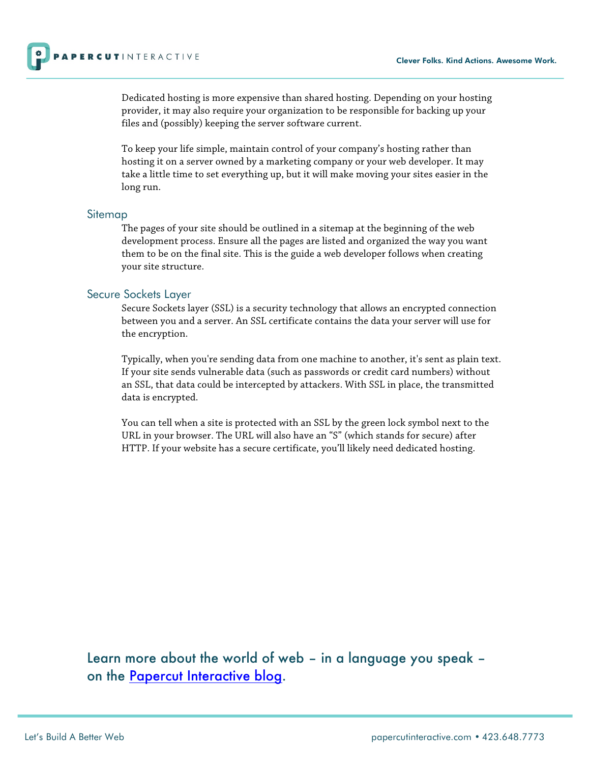Dedicated hosting is more expensive than shared hosting. Depending on your hosting provider, it may also require your organization to be responsible for backing up your files and (possibly) keeping the server software current.

To keep your life simple, maintain control of your company's hosting rather than hosting it on a server owned by a marketing company or your web developer. It may take a little time to set everything up, but it will make moving your sites easier in the long run.

## Sitemap

The pages of your site should be outlined in a sitemap at the beginning of the web development process. Ensure all the pages are listed and organized the way you want them to be on the final site. This is the guide a web developer follows when creating your site structure.

## Secure Sockets Layer

Secure Sockets layer (SSL) is a security technology that allows an encrypted connection between you and a server. An SSL certificate contains the data your server will use for the encryption.

Typically, when you're sending data from one machine to another, it's sent as plain text. If your site sends vulnerable data (such as passwords or credit card numbers) without an SSL, that data could be intercepted by attackers. With SSL in place, the transmitted data is encrypted.

You can tell when a site is protected with an SSL by the green lock symbol next to the URL in your browser. The URL will also have an "S" (which stands for secure) after HTTP. If your website has a secure certificate, you'll likely need dedicated hosting.

Learn more about the world of web – in a language you speak – on the Papercut Interactive blog.